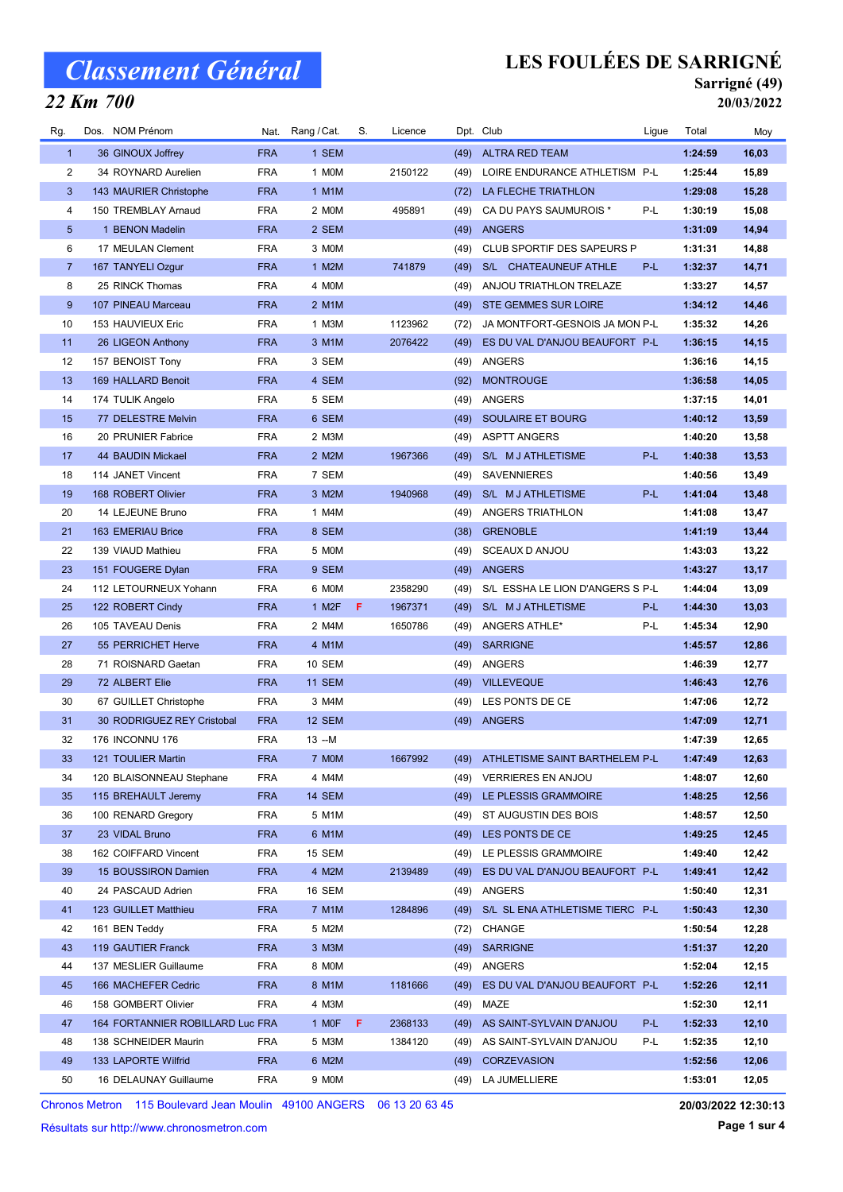# Classement Général

## 22 Km 700

# LES FOULÉES DE SARRIGNÉ

**Sarrigné (49)**

**20/03/2022**

| Rg. | Dos. | NOM Prénom | Nat. | Rang / Cat. | S. | Licence | Dpt. | Club | Ligue | Total | Moy |
|---|---|---|---|---|---|---|---|---|---|---|---|
| 1 | 36 | GINOUX Joffrey | FRA | 1 SEM | | | (49) | ALTRA RED TEAM | | 1:24:59 | 16,03 |
| 2 | 34 | ROYNARD Aurelien | FRA | 1 M0M | | 2150122 | (49) | LOIRE ENDURANCE ATHLETISM | P-L | 1:25:44 | 15,89 |
| 3 | 143 | MAURIER Christophe | FRA | 1 M1M | | | (72) | LA FLECHE TRIATHLON | | 1:29:08 | 15,28 |
| 4 | 150 | TREMBLAY Arnaud | FRA | 2 M0M | | 495891 | (49) | CA DU PAYS SAUMUROIS * | P-L | 1:30:19 | 15,08 |
| 5 | 1 | BENON Madelin | FRA | 2 SEM | | | (49) | ANGERS | | 1:31:09 | 14,94 |
| 6 | 17 | MEULAN Clement | FRA | 3 M0M | | | (49) | CLUB SPORTIF DES SAPEURS P | | 1:31:31 | 14,88 |
| 7 | 167 | TANYELI Ozgur | FRA | 1 M2M | | 741879 | (49) | S/L CHATEAUNEUF ATHLE | P-L | 1:32:37 | 14,71 |
| 8 | 25 | RINCK Thomas | FRA | 4 M0M | | | (49) | ANJOU TRIATHLON TRELAZE | | 1:33:27 | 14,57 |
| 9 | 107 | PINEAU Marceau | FRA | 2 M1M | | | (49) | STE GEMMES SUR LOIRE | | 1:34:12 | 14,46 |
| 10 | 153 | HAUVIEUX Eric | FRA | 1 M3M | | 1123962 | (72) | JA MONTFORT-GESNOIS JA MON | P-L | 1:35:32 | 14,26 |
| 11 | 26 | LIGEON Anthony | FRA | 3 M1M | | 2076422 | (49) | ES DU VAL D'ANJOU BEAUFORT | P-L | 1:36:15 | 14,15 |
| 12 | 157 | BENOIST Tony | FRA | 3 SEM | | | (49) | ANGERS | | 1:36:16 | 14,15 |
| 13 | 169 | HALLARD Benoit | FRA | 4 SEM | | | (92) | MONTROUGE | | 1:36:58 | 14,05 |
| 14 | 174 | TULIK Angelo | FRA | 5 SEM | | | (49) | ANGERS | | 1:37:15 | 14,01 |
| 15 | 77 | DELESTRE Melvin | FRA | 6 SEM | | | (49) | SOULAIRE ET BOURG | | 1:40:12 | 13,59 |
| 16 | 20 | PRUNIER Fabrice | FRA | 2 M3M | | | (49) | ASPTT ANGERS | | 1:40:20 | 13,58 |
| 17 | 44 | BAUDIN Mickael | FRA | 2 M2M | | 1967366 | (49) | S/L M J ATHLETISME | P-L | 1:40:38 | 13,53 |
| 18 | 114 | JANET Vincent | FRA | 7 SEM | | | (49) | SAVENNIERES | | 1:40:56 | 13,49 |
| 19 | 168 | ROBERT Olivier | FRA | 3 M2M | | 1940968 | (49) | S/L M J ATHLETISME | P-L | 1:41:04 | 13,48 |
| 20 | 14 | LEJEUNE Bruno | FRA | 1 M4M | | | (49) | ANGERS TRIATHLON | | 1:41:08 | 13,47 |
| 21 | 163 | EMERIAU Brice | FRA | 8 SEM | | | (38) | GRENOBLE | | 1:41:19 | 13,44 |
| 22 | 139 | VIAUD Mathieu | FRA | 5 M0M | | | (49) | SCEAUX D ANJOU | | 1:43:03 | 13,22 |
| 23 | 151 | FOUGERE Dylan | FRA | 9 SEM | | | (49) | ANGERS | | 1:43:27 | 13,17 |
| 24 | 112 | LETOURNEUX Yohann | FRA | 6 M0M | | 2358290 | (49) | S/L ESSHA LE LION D'ANGERS S | P-L | 1:44:04 | 13,09 |
| 25 | 122 | ROBERT Cindy | FRA | 1 M2F | F | 1967371 | (49) | S/L M J ATHLETISME | P-L | 1:44:30 | 13,03 |
| 26 | 105 | TAVEAU Denis | FRA | 2 M4M | | 1650786 | (49) | ANGERS ATHLE* | P-L | 1:45:34 | 12,90 |
| 27 | 55 | PERRICHET Herve | FRA | 4 M1M | | | (49) | SARRIGNE | | 1:45:57 | 12,86 |
| 28 | 71 | ROISNARD Gaetan | FRA | 10 SEM | | | (49) | ANGERS | | 1:46:39 | 12,77 |
| 29 | 72 | ALBERT Elie | FRA | 11 SEM | | | (49) | VILLEVEQUE | | 1:46:43 | 12,76 |
| 30 | 67 | GUILLET Christophe | FRA | 3 M4M | | | (49) | LES PONTS DE CE | | 1:47:06 | 12,72 |
| 31 | 30 | RODRIGUEZ REY Cristobal | FRA | 12 SEM | | | (49) | ANGERS | | 1:47:09 | 12,71 |
| 32 | 176 | INCONNU 176 | FRA | 13 --M | | | | | | 1:47:39 | 12,65 |
| 33 | 121 | TOULIER Martin | FRA | 7 M0M | | 1667992 | (49) | ATHLETISME SAINT BARTHELEM | P-L | 1:47:49 | 12,63 |
| 34 | 120 | BLAISONNEAU Stephane | FRA | 4 M4M | | | (49) | VERRIERES EN ANJOU | | 1:48:07 | 12,60 |
| 35 | 115 | BREHAULT Jeremy | FRA | 14 SEM | | | (49) | LE PLESSIS GRAMMOIRE | | 1:48:25 | 12,56 |
| 36 | 100 | RENARD Gregory | FRA | 5 M1M | | | (49) | ST AUGUSTIN DES BOIS | | 1:48:57 | 12,50 |
| 37 | 23 | VIDAL Bruno | FRA | 6 M1M | | | (49) | LES PONTS DE CE | | 1:49:25 | 12,45 |
| 38 | 162 | COIFFARD Vincent | FRA | 15 SEM | | | (49) | LE PLESSIS GRAMMOIRE | | 1:49:40 | 12,42 |
| 39 | 15 | BOUSSIRON Damien | FRA | 4 M2M | | 2139489 | (49) | ES DU VAL D'ANJOU BEAUFORT | P-L | 1:49:41 | 12,42 |
| 40 | 24 | PASCAUD Adrien | FRA | 16 SEM | | | (49) | ANGERS | | 1:50:40 | 12,31 |
| 41 | 123 | GUILLET Matthieu | FRA | 7 M1M | | 1284896 | (49) | S/L SL ENA ATHLETISME TIERC | P-L | 1:50:43 | 12,30 |
| 42 | 161 | BEN Teddy | FRA | 5 M2M | | | (72) | CHANGE | | 1:50:54 | 12,28 |
| 43 | 119 | GAUTIER Franck | FRA | 3 M3M | | | (49) | SARRIGNE | | 1:51:37 | 12,20 |
| 44 | 137 | MESLIER Guillaume | FRA | 8 M0M | | | (49) | ANGERS | | 1:52:04 | 12,15 |
| 45 | 166 | MACHEFER Cedric | FRA | 8 M1M | | 1181666 | (49) | ES DU VAL D'ANJOU BEAUFORT | P-L | 1:52:26 | 12,11 |
| 46 | 158 | GOMBERT Olivier | FRA | 4 M3M | | | (49) | MAZE | | 1:52:30 | 12,11 |
| 47 | 164 | FORTANNIER ROBILLARD Luc | FRA | 1 M0F | F | 2368133 | (49) | AS SAINT-SYLVAIN D'ANJOU | P-L | 1:52:33 | 12,10 |
| 48 | 138 | SCHNEIDER Maurin | FRA | 5 M3M | | 1384120 | (49) | AS SAINT-SYLVAIN D'ANJOU | P-L | 1:52:35 | 12,10 |
| 49 | 133 | LAPORTE Wilfrid | FRA | 6 M2M | | | (49) | CORZEVASION | | 1:52:56 | 12,06 |
| 50 | 16 | DELAUNAY Guillaume | FRA | 9 M0M | | | (49) | LA JUMELLIERE | | 1:53:01 | 12,05 |

Chronos Metron 115 Boulevard Jean Moulin 49100 ANGERS 06 13 20 63 45

Résultats sur http://www.chronosmetron.com

**20/03/2022 12:30:13**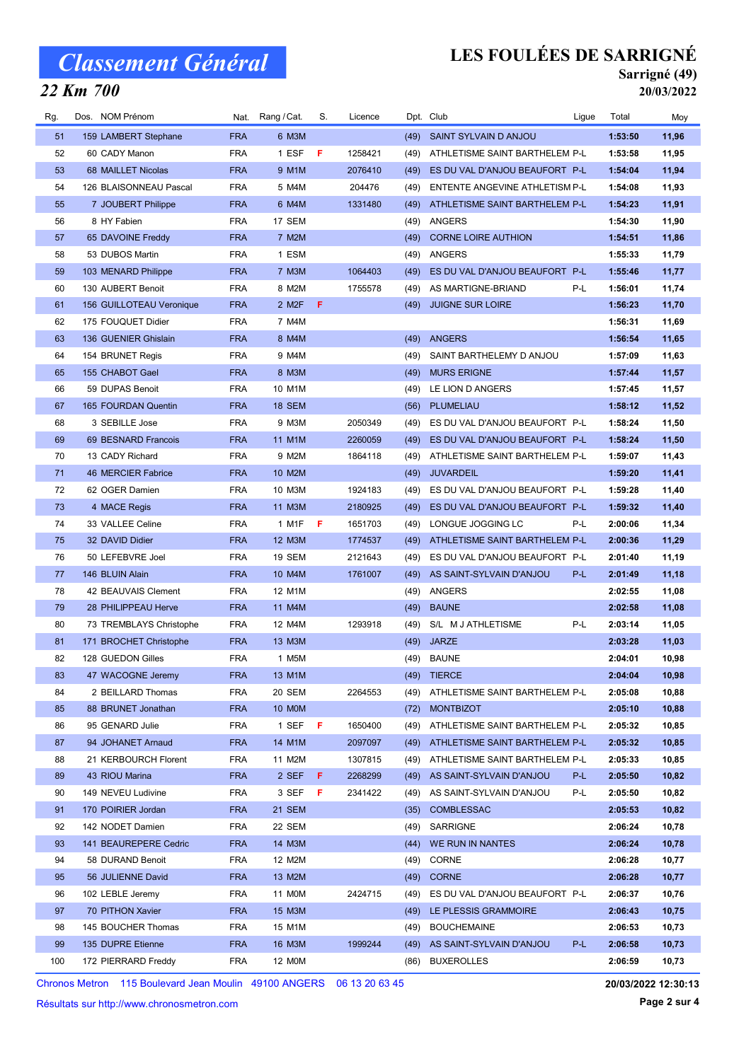# Classement Général

## 22 Km 700

**LES FOULÉES DE SARRIGNÉ**
**Sarrigné (49)**
**20/03/2022**

| Rg. | Dos. | NOM Prénom | Nat. | Rang / Cat. | S. | Licence | Dpt. | Club | Ligue | Total | Moy |
|---|---|---|---|---|---|---|---|---|---|---|---|
| 51 | 159 | LAMBERT Stephane | FRA | 6 M3M | | | (49) | SAINT SYLVAIN D ANJOU | | 1:53:50 | 11,96 |
| 52 | 60 | CADY Manon | FRA | 1 ESF | F | 1258421 | (49) | ATHLETISME SAINT BARTHELEM | P-L | 1:53:58 | 11,95 |
| 53 | 68 | MAILLET Nicolas | FRA | 9 M1M | | 2076410 | (49) | ES DU VAL D'ANJOU BEAUFORT | P-L | 1:54:04 | 11,94 |
| 54 | 126 | BLAISONNEAU Pascal | FRA | 5 M4M | | 204476 | (49) | ENTENTE ANGEVINE ATHLETISM | P-L | 1:54:08 | 11,93 |
| 55 | 7 | JOUBERT Philippe | FRA | 6 M4M | | 1331480 | (49) | ATHLETISME SAINT BARTHELEM | P-L | 1:54:23 | 11,91 |
| 56 | 8 | HY Fabien | FRA | 17 SEM | | | (49) | ANGERS | | 1:54:30 | 11,90 |
| 57 | 65 | DAVOINE Freddy | FRA | 7 M2M | | | (49) | CORNE LOIRE AUTHION | | 1:54:51 | 11,86 |
| 58 | 53 | DUBOS Martin | FRA | 1 ESM | | | (49) | ANGERS | | 1:55:33 | 11,79 |
| 59 | 103 | MENARD Philippe | FRA | 7 M3M | | 1064403 | (49) | ES DU VAL D'ANJOU BEAUFORT | P-L | 1:55:46 | 11,77 |
| 60 | 130 | AUBERT Benoit | FRA | 8 M2M | | 1755578 | (49) | AS MARTIGNE-BRIAND | P-L | 1:56:01 | 11,74 |
| 61 | 156 | GUILLOTEAU Veronique | FRA | 2 M2F | F | | (49) | JUIGNE SUR LOIRE | | 1:56:23 | 11,70 |
| 62 | 175 | FOUQUET Didier | FRA | 7 M4M | | | | | | 1:56:31 | 11,69 |
| 63 | 136 | GUENIER Ghislain | FRA | 8 M4M | | | (49) | ANGERS | | 1:56:54 | 11,65 |
| 64 | 154 | BRUNET Regis | FRA | 9 M4M | | | (49) | SAINT BARTHELEMY D ANJOU | | 1:57:09 | 11,63 |
| 65 | 155 | CHABOT Gael | FRA | 8 M3M | | | (49) | MURS ERIGNE | | 1:57:44 | 11,57 |
| 66 | 59 | DUPAS Benoit | FRA | 10 M1M | | | (49) | LE LION D ANGERS | | 1:57:45 | 11,57 |
| 67 | 165 | FOURDAN Quentin | FRA | 18 SEM | | | (56) | PLUMELIAU | | 1:58:12 | 11,52 |
| 68 | 3 | SEBILLE Jose | FRA | 9 M3M | | 2050349 | (49) | ES DU VAL D'ANJOU BEAUFORT | P-L | 1:58:24 | 11,50 |
| 69 | 69 | BESNARD Francois | FRA | 11 M1M | | 2260059 | (49) | ES DU VAL D'ANJOU BEAUFORT | P-L | 1:58:24 | 11,50 |
| 70 | 13 | CADY Richard | FRA | 9 M2M | | 1864118 | (49) | ATHLETISME SAINT BARTHELEM | P-L | 1:59:07 | 11,43 |
| 71 | 46 | MERCIER Fabrice | FRA | 10 M2M | | | (49) | JUVARDEIL | | 1:59:20 | 11,41 |
| 72 | 62 | OGER Damien | FRA | 10 M3M | | 1924183 | (49) | ES DU VAL D'ANJOU BEAUFORT | P-L | 1:59:28 | 11,40 |
| 73 | 4 | MACE Regis | FRA | 11 M3M | | 2180925 | (49) | ES DU VAL D'ANJOU BEAUFORT | P-L | 1:59:32 | 11,40 |
| 74 | 33 | VALLEE Celine | FRA | 1 M1F | F | 1651703 | (49) | LONGUE JOGGING LC | P-L | 2:00:06 | 11,34 |
| 75 | 32 | DAVID Didier | FRA | 12 M3M | | 1774537 | (49) | ATHLETISME SAINT BARTHELEM | P-L | 2:00:36 | 11,29 |
| 76 | 50 | LEFEBVRE Joel | FRA | 19 SEM | | 2121643 | (49) | ES DU VAL D'ANJOU BEAUFORT | P-L | 2:01:40 | 11,19 |
| 77 | 146 | BLUIN Alain | FRA | 10 M4M | | 1761007 | (49) | AS SAINT-SYLVAIN D'ANJOU | P-L | 2:01:49 | 11,18 |
| 78 | 42 | BEAUVAIS Clement | FRA | 12 M1M | | | (49) | ANGERS | | 2:02:55 | 11,08 |
| 79 | 28 | PHILIPPEAU Herve | FRA | 11 M4M | | | (49) | BAUNE | | 2:02:58 | 11,08 |
| 80 | 73 | TREMBLAYS Christophe | FRA | 12 M4M | | 1293918 | (49) | S/L M J ATHLETISME | P-L | 2:03:14 | 11,05 |
| 81 | 171 | BROCHET Christophe | FRA | 13 M3M | | | (49) | JARZE | | 2:03:28 | 11,03 |
| 82 | 128 | GUEDON Gilles | FRA | 1 M5M | | | (49) | BAUNE | | 2:04:01 | 10,98 |
| 83 | 47 | WACOGNE Jeremy | FRA | 13 M1M | | | (49) | TIERCE | | 2:04:04 | 10,98 |
| 84 | 2 | BEILLARD Thomas | FRA | 20 SEM | | 2264553 | (49) | ATHLETISME SAINT BARTHELEM | P-L | 2:05:08 | 10,88 |
| 85 | 88 | BRUNET Jonathan | FRA | 10 M0M | | | (72) | MONTBIZOT | | 2:05:10 | 10,88 |
| 86 | 95 | GENARD Julie | FRA | 1 SEF | F | 1650400 | (49) | ATHLETISME SAINT BARTHELEM | P-L | 2:05:32 | 10,85 |
| 87 | 94 | JOHANET Arnaud | FRA | 14 M1M | | 2097097 | (49) | ATHLETISME SAINT BARTHELEM | P-L | 2:05:32 | 10,85 |
| 88 | 21 | KERBOURCH Florent | FRA | 11 M2M | | 1307815 | (49) | ATHLETISME SAINT BARTHELEM | P-L | 2:05:33 | 10,85 |
| 89 | 43 | RIOU Marina | FRA | 2 SEF | F | 2268299 | (49) | AS SAINT-SYLVAIN D'ANJOU | P-L | 2:05:50 | 10,82 |
| 90 | 149 | NEVEU Ludivine | FRA | 3 SEF | F | 2341422 | (49) | AS SAINT-SYLVAIN D'ANJOU | P-L | 2:05:50 | 10,82 |
| 91 | 170 | POIRIER Jordan | FRA | 21 SEM | | | (35) | COMBLESSAC | | 2:05:53 | 10,82 |
| 92 | 142 | NODET Damien | FRA | 22 SEM | | | (49) | SARRIGNE | | 2:06:24 | 10,78 |
| 93 | 141 | BEAUREPERE Cedric | FRA | 14 M3M | | | (44) | WE RUN IN NANTES | | 2:06:24 | 10,78 |
| 94 | 58 | DURAND Benoit | FRA | 12 M2M | | | (49) | CORNE | | 2:06:28 | 10,77 |
| 95 | 56 | JULIENNE David | FRA | 13 M2M | | | (49) | CORNE | | 2:06:28 | 10,77 |
| 96 | 102 | LEBLE Jeremy | FRA | 11 M0M | | 2424715 | (49) | ES DU VAL D'ANJOU BEAUFORT | P-L | 2:06:37 | 10,76 |
| 97 | 70 | PITHON Xavier | FRA | 15 M3M | | | (49) | LE PLESSIS GRAMMOIRE | | 2:06:43 | 10,75 |
| 98 | 145 | BOUCHER Thomas | FRA | 15 M1M | | | (49) | BOUCHEMAINE | | 2:06:53 | 10,73 |
| 99 | 135 | DUPRE Etienne | FRA | 16 M3M | | 1999244 | (49) | AS SAINT-SYLVAIN D'ANJOU | P-L | 2:06:58 | 10,73 |
| 100 | 172 | PIERRARD Freddy | FRA | 12 M0M | | | (86) | BUXEROLLES | | 2:06:59 | 10,73 |

Chronos Metron 115 Boulevard Jean Moulin 49100 ANGERS 06 13 20 63 45 — 20/03/2022 12:30:13

Résultats sur http://www.chronosmetron.com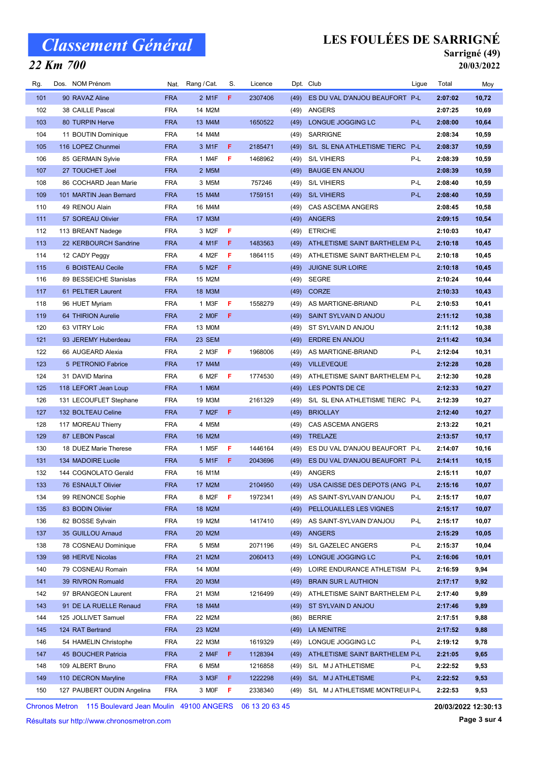# Classement Général

## 22 Km 700

# LES FOULÉES DE SARRIGNÉ

**Sarrigné (49)**
**20/03/2022**

| Rg. | Dos. | NOM Prénom | Nat. | Rang / Cat. | S. | Licence | Dpt. | Club | Ligue | Total | Moy |
|---|---|---|---|---|---|---|---|---|---|---|---|
| 101 | 90 | RAVAZ Aline | FRA | 2 M1F | F | 2307406 | (49) | ES DU VAL D'ANJOU BEAUFORT | P-L | 2:07:02 | 10,72 |
| 102 | 38 | CAILLE Pascal | FRA | 14 M2M | | | (49) | ANGERS | | 2:07:25 | 10,69 |
| 103 | 80 | TURPIN Herve | FRA | 13 M4M | | 1650522 | (49) | LONGUE JOGGING LC | P-L | 2:08:00 | 10,64 |
| 104 | 11 | BOUTIN Dominique | FRA | 14 M4M | | | (49) | SARRIGNE | | 2:08:34 | 10,59 |
| 105 | 116 | LOPEZ Chunmei | FRA | 3 M1F | F | 2185471 | (49) | S/L SL ENA ATHLETISME TIERC | P-L | 2:08:37 | 10,59 |
| 106 | 85 | GERMAIN Sylvie | FRA | 1 M4F | F | 1468962 | (49) | S/L VIHIERS | P-L | 2:08:39 | 10,59 |
| 107 | 27 | TOUCHET Joel | FRA | 2 M5M | | | (49) | BAUGE EN ANJOU | | 2:08:39 | 10,59 |
| 108 | 86 | COCHARD Jean Marie | FRA | 3 M5M | | 757246 | (49) | S/L VIHIERS | P-L | 2:08:40 | 10,59 |
| 109 | 101 | MARTIN Jean Bernard | FRA | 15 M4M | | 1759151 | (49) | S/L VIHIERS | P-L | 2:08:40 | 10,59 |
| 110 | 49 | RENOU Alain | FRA | 16 M4M | | | (49) | CAS ASCEMA ANGERS | | 2:08:45 | 10,58 |
| 111 | 57 | SOREAU Olivier | FRA | 17 M3M | | | (49) | ANGERS | | 2:09:15 | 10,54 |
| 112 | 113 | BREANT Nadege | FRA | 3 M2F | F | | (49) | ETRICHE | | 2:10:03 | 10,47 |
| 113 | 22 | KERBOURCH Sandrine | FRA | 4 M1F | F | 1483563 | (49) | ATHLETISME SAINT BARTHELEM | P-L | 2:10:18 | 10,45 |
| 114 | 12 | CADY Peggy | FRA | 4 M2F | F | 1864115 | (49) | ATHLETISME SAINT BARTHELEM | P-L | 2:10:18 | 10,45 |
| 115 | 6 | BOISTEAU Cecile | FRA | 5 M2F | F | | (49) | JUIGNE SUR LOIRE | | 2:10:18 | 10,45 |
| 116 | 89 | BESSEICHE Stanislas | FRA | 15 M2M | | | (49) | SEGRE | | 2:10:24 | 10,44 |
| 117 | 61 | PELTIER Laurent | FRA | 18 M3M | | | (49) | CORZE | | 2:10:33 | 10,43 |
| 118 | 96 | HUET Myriam | FRA | 1 M3F | F | 1558279 | (49) | AS MARTIGNE-BRIAND | P-L | 2:10:53 | 10,41 |
| 119 | 64 | THIRION Aurelie | FRA | 2 M0F | F | | (49) | SAINT SYLVAIN D ANJOU | | 2:11:12 | 10,38 |
| 120 | 63 | VITRY Loic | FRA | 13 M0M | | | (49) | ST SYLVAIN D ANJOU | | 2:11:12 | 10,38 |
| 121 | 93 | JEREMY Huberdeau | FRA | 23 SEM | | | (49) | ERDRE EN ANJOU | | 2:11:42 | 10,34 |
| 122 | 66 | AUGEARD Alexia | FRA | 2 M3F | F | 1968006 | (49) | AS MARTIGNE-BRIAND | P-L | 2:12:04 | 10,31 |
| 123 | 5 | PETRONIO Fabrice | FRA | 17 M4M | | | (49) | VILLEVEQUE | | 2:12:28 | 10,28 |
| 124 | 31 | DAVID Marina | FRA | 6 M2F | F | 1774530 | (49) | ATHLETISME SAINT BARTHELEM | P-L | 2:12:30 | 10,28 |
| 125 | 118 | LEFORT Jean Loup | FRA | 1 M6M | | | (49) | LES PONTS DE CE | | 2:12:33 | 10,27 |
| 126 | 131 | LECOUFLET Stephane | FRA | 19 M3M | | 2161329 | (49) | S/L SL ENA ATHLETISME TIERC | P-L | 2:12:39 | 10,27 |
| 127 | 132 | BOLTEAU Celine | FRA | 7 M2F | F | | (49) | BRIOLLAY | | 2:12:40 | 10,27 |
| 128 | 117 | MOREAU Thierry | FRA | 4 M5M | | | (49) | CAS ASCEMA ANGERS | | 2:13:22 | 10,21 |
| 129 | 87 | LEBON Pascal | FRA | 16 M2M | | | (49) | TRELAZE | | 2:13:57 | 10,17 |
| 130 | 18 | DUEZ Marie Therese | FRA | 1 M5F | F | 1446164 | (49) | ES DU VAL D'ANJOU BEAUFORT | P-L | 2:14:07 | 10,16 |
| 131 | 134 | MADOIRE Lucile | FRA | 5 M1F | F | 2043696 | (49) | ES DU VAL D'ANJOU BEAUFORT | P-L | 2:14:11 | 10,15 |
| 132 | 144 | COGNOLATO Gerald | FRA | 16 M1M | | | (49) | ANGERS | | 2:15:11 | 10,07 |
| 133 | 76 | ESNAULT Olivier | FRA | 17 M2M | | 2104950 | (49) | USA CAISSE DES DEPOTS (ANG | P-L | 2:15:16 | 10,07 |
| 134 | 99 | RENONCE Sophie | FRA | 8 M2F | F | 1972341 | (49) | AS SAINT-SYLVAIN D'ANJOU | P-L | 2:15:17 | 10,07 |
| 135 | 83 | BODIN Olivier | FRA | 18 M2M | | | (49) | PELLOUAILLES LES VIGNES | | 2:15:17 | 10,07 |
| 136 | 82 | BOSSE Sylvain | FRA | 19 M2M | | 1417410 | (49) | AS SAINT-SYLVAIN D'ANJOU | P-L | 2:15:17 | 10,07 |
| 137 | 35 | GUILLOU Arnaud | FRA | 20 M2M | | | (49) | ANGERS | | 2:15:29 | 10,05 |
| 138 | 78 | COSNEAU Dominique | FRA | 5 M5M | | 2071196 | (49) | S/L GAZELEC ANGERS | P-L | 2:15:37 | 10,04 |
| 139 | 98 | HERVE Nicolas | FRA | 21 M2M | | 2060413 | (49) | LONGUE JOGGING LC | P-L | 2:16:06 | 10,01 |
| 140 | 79 | COSNEAU Romain | FRA | 14 M0M | | | (49) | LOIRE ENDURANCE ATHLETISM | P-L | 2:16:59 | 9,94 |
| 141 | 39 | RIVRON Romuald | FRA | 20 M3M | | | (49) | BRAIN SUR L AUTHION | | 2:17:17 | 9,92 |
| 142 | 97 | BRANGEON Laurent | FRA | 21 M3M | | 1216499 | (49) | ATHLETISME SAINT BARTHELEM | P-L | 2:17:40 | 9,89 |
| 143 | 91 | DE LA RUELLE Renaud | FRA | 18 M4M | | | (49) | ST SYLVAIN D ANJOU | | 2:17:46 | 9,89 |
| 144 | 125 | JOLLIVET Samuel | FRA | 22 M2M | | | (86) | BERRIE | | 2:17:51 | 9,88 |
| 145 | 124 | RAT Bertrand | FRA | 23 M2M | | | (49) | LA MENITRE | | 2:17:52 | 9,88 |
| 146 | 54 | HAMELIN Christophe | FRA | 22 M3M | | 1619329 | (49) | LONGUE JOGGING LC | P-L | 2:19:12 | 9,78 |
| 147 | 45 | BOUCHER Patricia | FRA | 2 M4F | F | 1128394 | (49) | ATHLETISME SAINT BARTHELEM | P-L | 2:21:05 | 9,65 |
| 148 | 109 | ALBERT Bruno | FRA | 6 M5M | | 1216858 | (49) | S/L M J ATHLETISME | P-L | 2:22:52 | 9,53 |
| 149 | 110 | DECRON Maryline | FRA | 3 M3F | F | 1222298 | (49) | S/L M J ATHLETISME | P-L | 2:22:52 | 9,53 |
| 150 | 127 | PAUBERT OUDIN Angelina | FRA | 3 M0F | F | 2338340 | (49) | S/L M J ATHLETISME MONTREUI | P-L | 2:22:53 | 9,53 |

Chronos Metron 115 Boulevard Jean Moulin 49100 ANGERS 06 13 20 63 45

Résultats sur http://www.chronosmetron.com

**20/03/2022 12:30:13**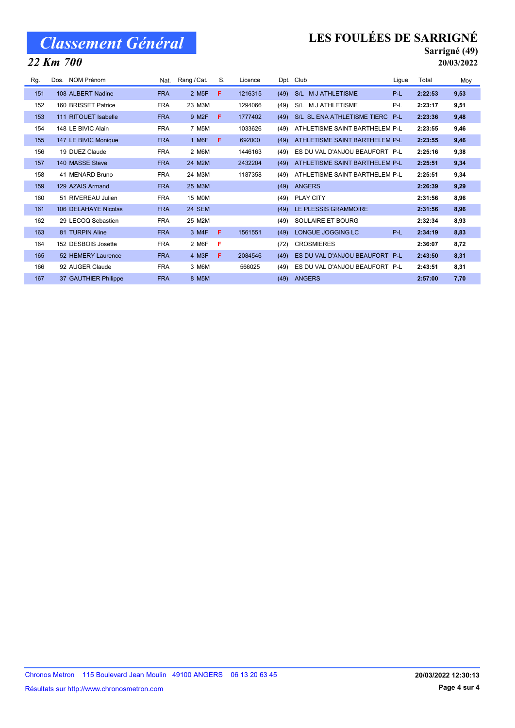# Classement Général

## 22 Km 700

## LES FOULÉES DE SARRIGNÉ

**Sarrigné (49)**

**20/03/2022**

| Rg. | Dos. | NOM Prénom | Nat. | Rang / Cat. | | S. | Licence | Dpt. | Club | Ligue | Total | Moy |
|---|---|---|---|---|---|---|---|---|---|---|---|---|
| 151 | 108 | ALBERT Nadine | FRA | 2 | M5F | F | 1216315 | (49) | S/L M J ATHLETISME | P-L | **2:22:53** | **9,53** |
| 152 | 160 | BRISSET Patrice | FRA | 23 | M3M | | 1294066 | (49) | S/L M J ATHLETISME | P-L | **2:23:17** | **9,51** |
| 153 | 111 | RITOUET Isabelle | FRA | 9 | M2F | F | 1777402 | (49) | S/L SL ENA ATHLETISME TIERC | P-L | **2:23:36** | **9,48** |
| 154 | 148 | LE BIVIC Alain | FRA | 7 | M5M | | 1033626 | (49) | ATHLETISME SAINT BARTHELEM | P-L | **2:23:55** | **9,46** |
| 155 | 147 | LE BIVIC Monique | FRA | 1 | M6F | F | 692000 | (49) | ATHLETISME SAINT BARTHELEM | P-L | **2:23:55** | **9,46** |
| 156 | 19 | DUEZ Claude | FRA | 2 | M6M | | 1446163 | (49) | ES DU VAL D'ANJOU BEAUFORT | P-L | **2:25:16** | **9,38** |
| 157 | 140 | MASSE Steve | FRA | 24 | M2M | | 2432204 | (49) | ATHLETISME SAINT BARTHELEM | P-L | **2:25:51** | **9,34** |
| 158 | 41 | MENARD Bruno | FRA | 24 | M3M | | 1187358 | (49) | ATHLETISME SAINT BARTHELEM | P-L | **2:25:51** | **9,34** |
| 159 | 129 | AZAIS Armand | FRA | 25 | M3M | | | (49) | ANGERS | | **2:26:39** | **9,29** |
| 160 | 51 | RIVEREAU Julien | FRA | 15 | M0M | | | (49) | PLAY CITY | | **2:31:56** | **8,96** |
| 161 | 106 | DELAHAYE Nicolas | FRA | 24 | SEM | | | (49) | LE PLESSIS GRAMMOIRE | | **2:31:56** | **8,96** |
| 162 | 29 | LECOQ Sebastien | FRA | 25 | M2M | | | (49) | SOULAIRE ET BOURG | | **2:32:34** | **8,93** |
| 163 | 81 | TURPIN Aline | FRA | 3 | M4F | F | 1561551 | (49) | LONGUE JOGGING LC | P-L | **2:34:19** | **8,83** |
| 164 | 152 | DESBOIS Josette | FRA | 2 | M6F | F | | (72) | CROSMIERES | | **2:36:07** | **8,72** |
| 165 | 52 | HEMERY Laurence | FRA | 4 | M3F | F | 2084546 | (49) | ES DU VAL D'ANJOU BEAUFORT | P-L | **2:43:50** | **8,31** |
| 166 | 92 | AUGER Claude | FRA | 3 | M6M | | 566025 | (49) | ES DU VAL D'ANJOU BEAUFORT | P-L | **2:43:51** | **8,31** |
| 167 | 37 | GAUTHIER Philippe | FRA | 8 | M5M | | | (49) | ANGERS | | **2:57:00** | **7,70** |

Chronos Metron 115 Boulevard Jean Moulin 49100 ANGERS 06 13 20 63 45

Résultats sur http://www.chronosmetron.com

**20/03/2022 12:30:13**